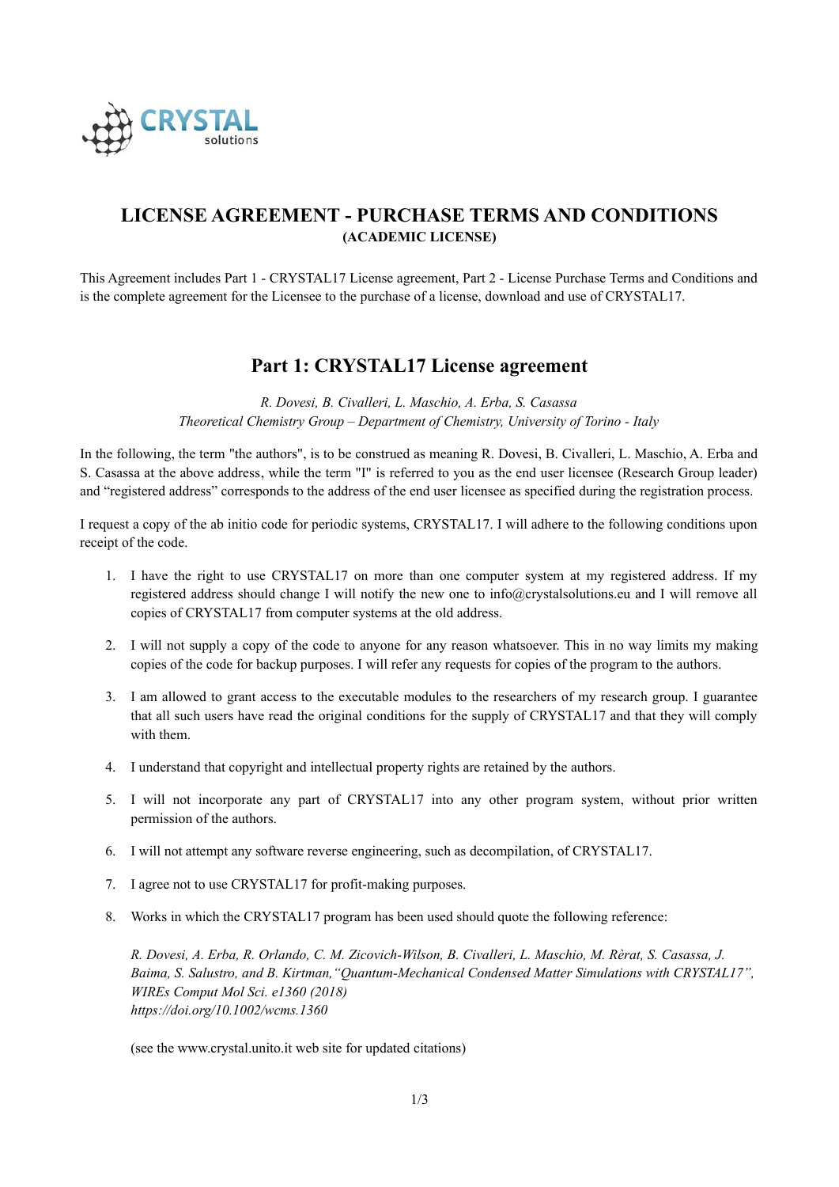# LICENSE AGREEMENT - PURCHASE TERMS AND CONDITIONS

**(ACADEMIC LICENSE)**

This Agreement includes Part 1 - CRYSTAL17 License agreement, Part 2 - License Purchase Terms and Conditions and is the complete agreement for the Licensee to the purchase of a license, download and use of CRYSTAL17.

## Part 1: CRYSTAL17 License agreement

*R. Dovesi, B. Civalleri, L. Maschio, A. Erba, S. Casassa*
*Theoretical Chemistry Group – Department of Chemistry, University of Torino - Italy*

In the following, the term "the authors", is to be construed as meaning R. Dovesi, B. Civalleri, L. Maschio, A. Erba and S. Casassa at the above address, while the term "I" is referred to you as the end user licensee (Research Group leader) and "registered address" corresponds to the address of the end user licensee as specified during the registration process.

I request a copy of the ab initio code for periodic systems, CRYSTAL17. I will adhere to the following conditions upon receipt of the code.

1. I have the right to use CRYSTAL17 on more than one computer system at my registered address. If my registered address should change I will notify the new one to info@crystalsolutions.eu and I will remove all copies of CRYSTAL17 from computer systems at the old address.
2. I will not supply a copy of the code to anyone for any reason whatsoever. This in no way limits my making copies of the code for backup purposes. I will refer any requests for copies of the program to the authors.
3. I am allowed to grant access to the executable modules to the researchers of my research group. I guarantee that all such users have read the original conditions for the supply of CRYSTAL17 and that they will comply with them.
4. I understand that copyright and intellectual property rights are retained by the authors.
5. I will not incorporate any part of CRYSTAL17 into any other program system, without prior written permission of the authors.
6. I will not attempt any software reverse engineering, such as decompilation, of CRYSTAL17.
7. I agree not to use CRYSTAL17 for profit-making purposes.
8. Works in which the CRYSTAL17 program has been used should quote the following reference:

   *R. Dovesi, A. Erba, R. Orlando, C. M. Zicovich-Wilson, B. Civalleri, L. Maschio, M. Rèrat, S. Casassa, J. Baima, S. Salustro, and B. Kirtman,"Quantum-Mechanical Condensed Matter Simulations with CRYSTAL17", WIREs Comput Mol Sci. e1360 (2018)*
   *https://doi.org/10.1002/wcms.1360*

   (see the www.crystal.unito.it web site for updated citations)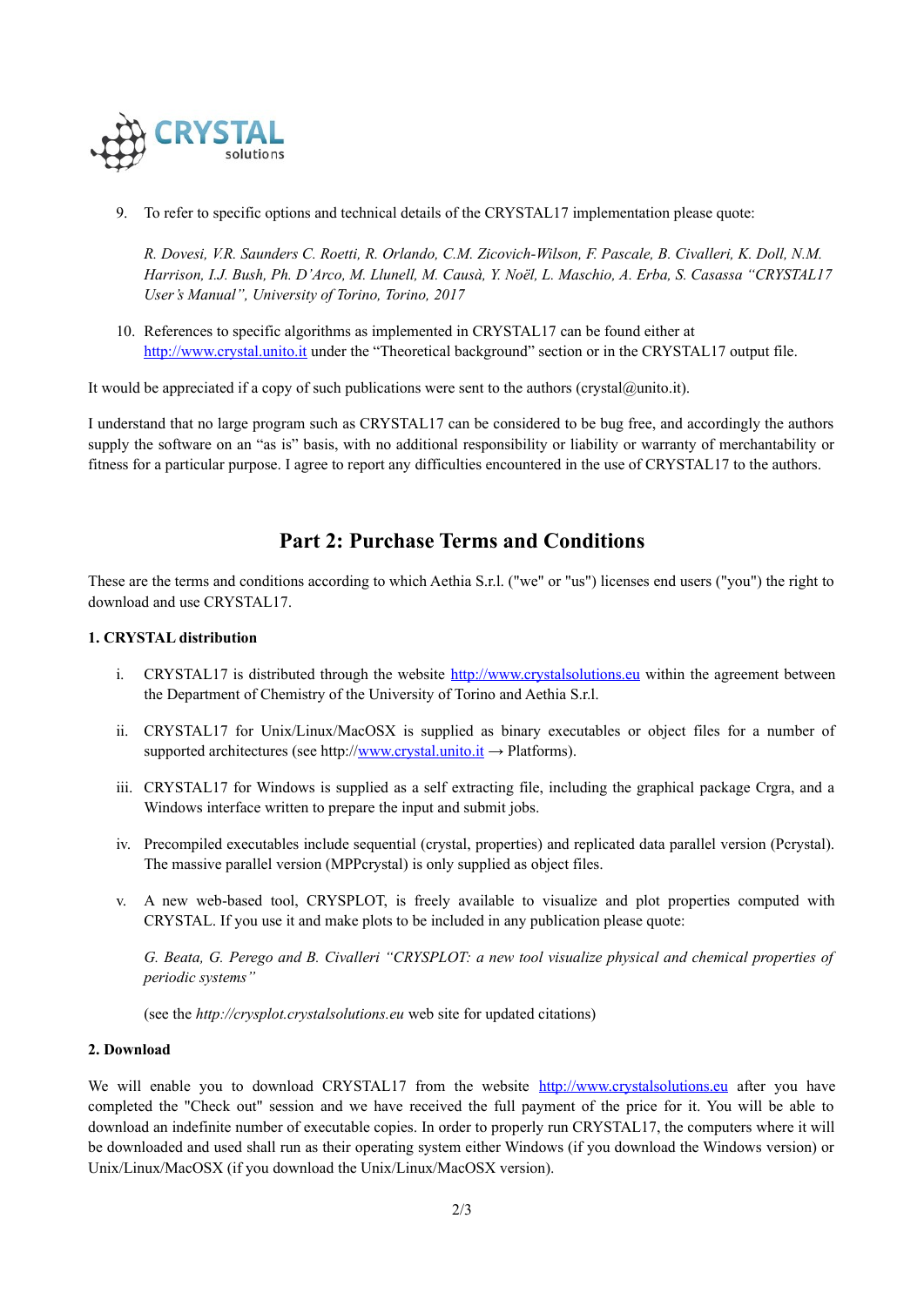9. To refer to specific options and technical details of the CRYSTAL17 implementation please quote:

   *R. Dovesi, V.R. Saunders C. Roetti, R. Orlando, C.M. Zicovich-Wilson, F. Pascale, B. Civalleri, K. Doll, N.M. Harrison, I.J. Bush, Ph. D'Arco, M. Llunell, M. Causà, Y. Noël, L. Maschio, A. Erba, S. Casassa "CRYSTAL17 User's Manual", University of Torino, Torino, 2017*

10. References to specific algorithms as implemented in CRYSTAL17 can be found either at http://www.crystal.unito.it under the "Theoretical background" section or in the CRYSTAL17 output file.

It would be appreciated if a copy of such publications were sent to the authors (crystal@unito.it).

I understand that no large program such as CRYSTAL17 can be considered to be bug free, and accordingly the authors supply the software on an "as is" basis, with no additional responsibility or liability or warranty of merchantability or fitness for a particular purpose. I agree to report any difficulties encountered in the use of CRYSTAL17 to the authors.

# Part 2: Purchase Terms and Conditions

These are the terms and conditions according to which Aethia S.r.l. ("we" or "us") licenses end users ("you") the right to download and use CRYSTAL17.

**1. CRYSTAL distribution**

i. CRYSTAL17 is distributed through the website http://www.crystalsolutions.eu within the agreement between the Department of Chemistry of the University of Torino and Aethia S.r.l.

ii. CRYSTAL17 for Unix/Linux/MacOSX is supplied as binary executables or object files for a number of supported architectures (see http://www.crystal.unito.it → Platforms).

iii. CRYSTAL17 for Windows is supplied as a self extracting file, including the graphical package Crgra, and a Windows interface written to prepare the input and submit jobs.

iv. Precompiled executables include sequential (crystal, properties) and replicated data parallel version (Pcrystal). The massive parallel version (MPPcrystal) is only supplied as object files.

v. A new web-based tool, CRYSPLOT, is freely available to visualize and plot properties computed with CRYSTAL. If you use it and make plots to be included in any publication please quote:

   *G. Beata, G. Perego and B. Civalleri "CRYSPLOT: a new tool visualize physical and chemical properties of periodic systems"*

   (see the *http://crysplot.crystalsolutions.eu* web site for updated citations)

**2. Download**

We will enable you to download CRYSTAL17 from the website http://www.crystalsolutions.eu after you have completed the "Check out" session and we have received the full payment of the price for it. You will be able to download an indefinite number of executable copies. In order to properly run CRYSTAL17, the computers where it will be downloaded and used shall run as their operating system either Windows (if you download the Windows version) or Unix/Linux/MacOSX (if you download the Unix/Linux/MacOSX version).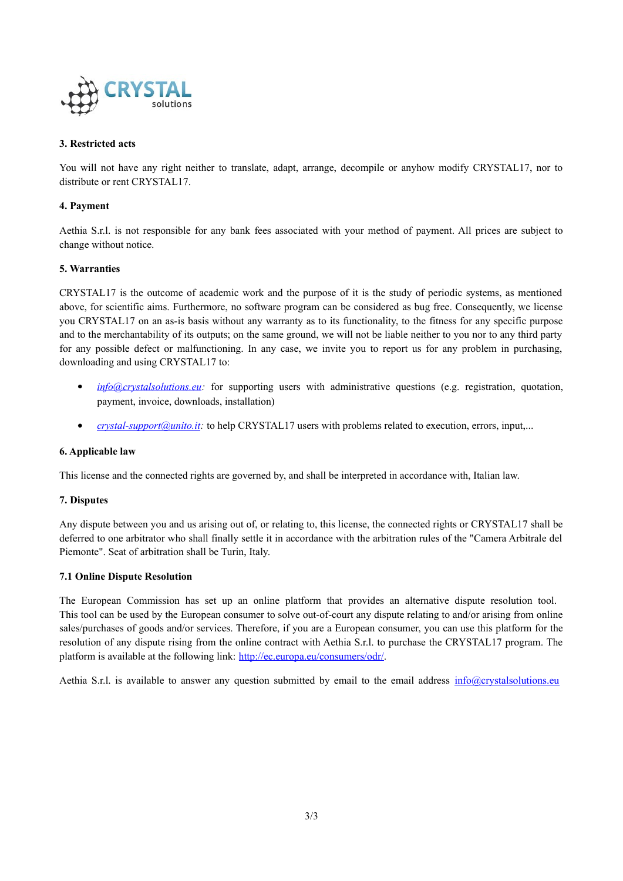### 3. Restricted acts

You will not have any right neither to translate, adapt, arrange, decompile or anyhow modify CRYSTAL17, nor to distribute or rent CRYSTAL17.

### 4. Payment

Aethia S.r.l. is not responsible for any bank fees associated with your method of payment. All prices are subject to change without notice.

### 5. Warranties

CRYSTAL17 is the outcome of academic work and the purpose of it is the study of periodic systems, as mentioned above, for scientific aims. Furthermore, no software program can be considered as bug free. Consequently, we license you CRYSTAL17 on an as-is basis without any warranty as to its functionality, to the fitness for any specific purpose and to the merchantability of its outputs; on the same ground, we will not be liable neither to you nor to any third party for any possible defect or malfunctioning. In any case, we invite you to report us for any problem in purchasing, downloading and using CRYSTAL17 to:

- *info@crystalsolutions.eu:* for supporting users with administrative questions (e.g. registration, quotation, payment, invoice, downloads, installation)
- *crystal-support@unito.it:* to help CRYSTAL17 users with problems related to execution, errors, input,...

### 6. Applicable law

This license and the connected rights are governed by, and shall be interpreted in accordance with, Italian law.

### 7. Disputes

Any dispute between you and us arising out of, or relating to, this license, the connected rights or CRYSTAL17 shall be deferred to one arbitrator who shall finally settle it in accordance with the arbitration rules of the "Camera Arbitrale del Piemonte". Seat of arbitration shall be Turin, Italy.

### 7.1 Online Dispute Resolution

The European Commission has set up an online platform that provides an alternative dispute resolution tool. This tool can be used by the European consumer to solve out-of-court any dispute relating to and/or arising from online sales/purchases of goods and/or services. Therefore, if you are a European consumer, you can use this platform for the resolution of any dispute rising from the online contract with Aethia S.r.l. to purchase the CRYSTAL17 program. The platform is available at the following link: http://ec.europa.eu/consumers/odr/.

Aethia S.r.l. is available to answer any question submitted by email to the email address info@crystalsolutions.eu